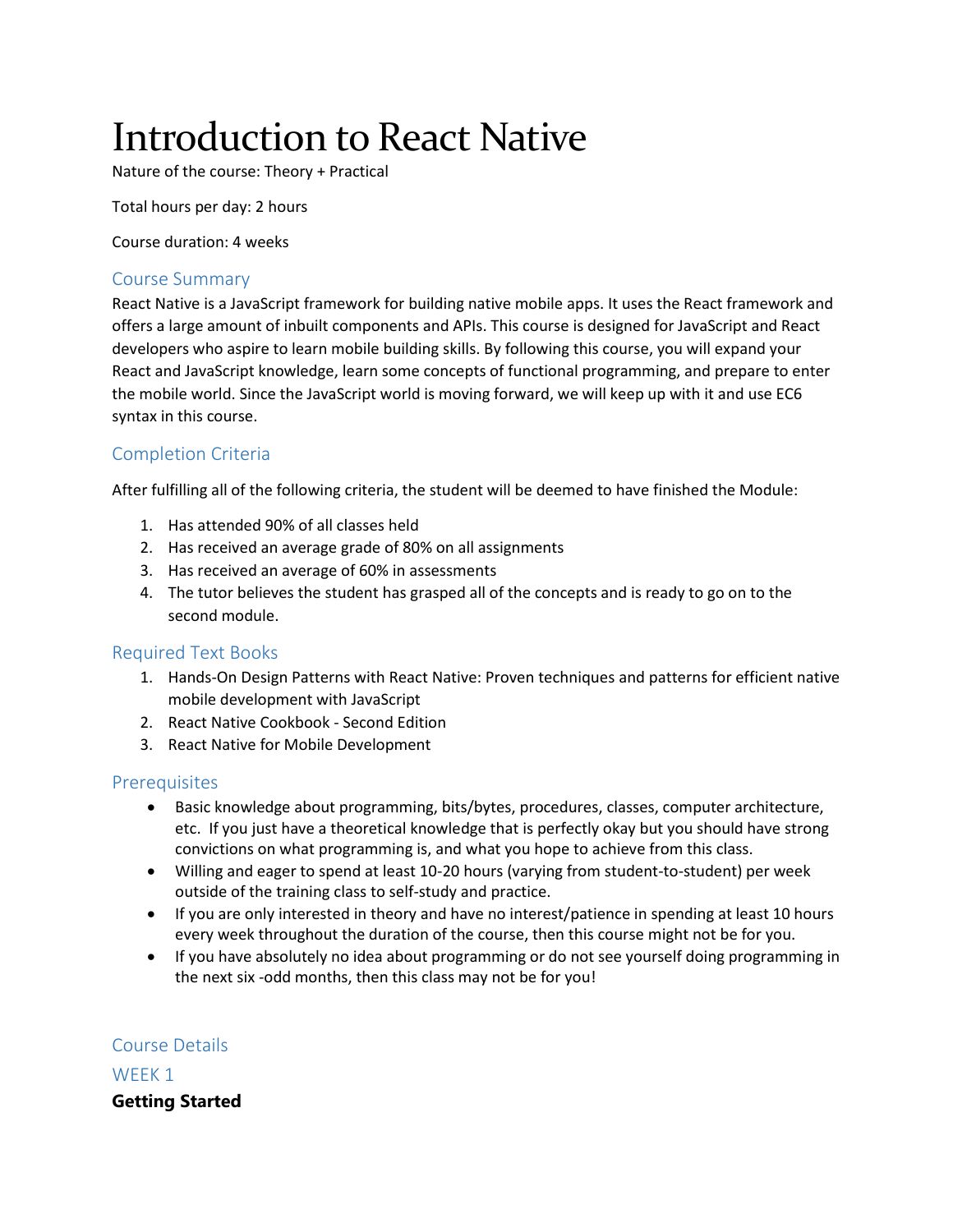# Introduction to React Native

Nature of the course: Theory + Practical

Total hours per day: 2 hours

Course duration: 4 weeks

## Course Summary

React Native is a JavaScript framework for building native mobile apps. It uses the React framework and offers a large amount of inbuilt components and APIs. This course is designed for JavaScript and React developers who aspire to learn mobile building skills. By following this course, you will expand your React and JavaScript knowledge, learn some concepts of functional programming, and prepare to enter the mobile world. Since the JavaScript world is moving forward, we will keep up with it and use EC6 syntax in this course.

## Completion Criteria

After fulfilling all of the following criteria, the student will be deemed to have finished the Module:

1. Has attended 90% of all classes held
2. Has received an average grade of 80% on all assignments
3. Has received an average of 60% in assessments
4. The tutor believes the student has grasped all of the concepts and is ready to go on to the second module.

## Required Text Books

1. Hands-On Design Patterns with React Native: Proven techniques and patterns for efficient native mobile development with JavaScript
2. React Native Cookbook - Second Edition
3. React Native for Mobile Development

## Prerequisites

- Basic knowledge about programming, bits/bytes, procedures, classes, computer architecture, etc. If you just have a theoretical knowledge that is perfectly okay but you should have strong convictions on what programming is, and what you hope to achieve from this class.
- Willing and eager to spend at least 10-20 hours (varying from student-to-student) per week outside of the training class to self-study and practice.
- If you are only interested in theory and have no interest/patience in spending at least 10 hours every week throughout the duration of the course, then this course might not be for you.
- If you have absolutely no idea about programming or do not see yourself doing programming in the next six -odd months, then this class may not be for you!

## Course Details

## WEEK 1

**Getting Started**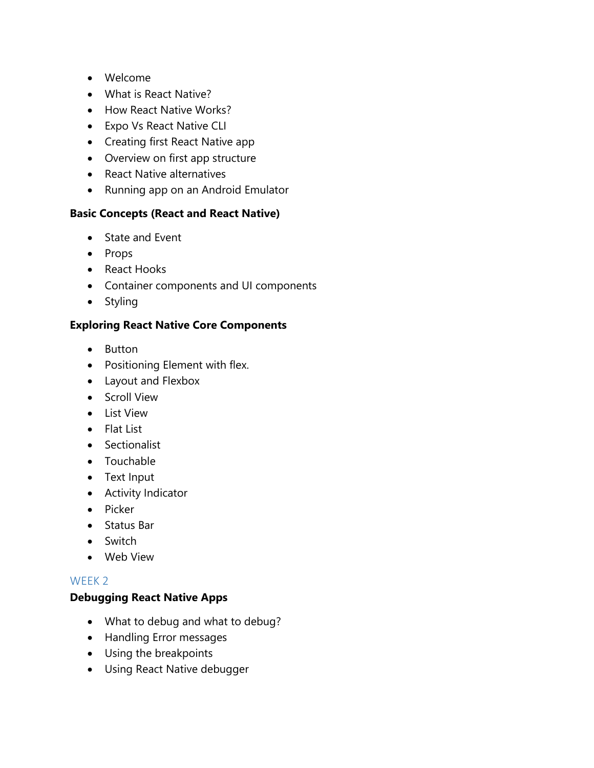- Welcome
- What is React Native?
- How React Native Works?
- Expo Vs React Native CLI
- Creating first React Native app
- Overview on first app structure
- React Native alternatives
- Running app on an Android Emulator

**Basic Concepts (React and React Native)**

- State and Event
- Props
- React Hooks
- Container components and UI components
- Styling

**Exploring React Native Core Components**

- Button
- Positioning Element with flex.
- Layout and Flexbox
- Scroll View
- List View
- Flat List
- Sectionalist
- Touchable
- Text Input
- Activity Indicator
- Picker
- Status Bar
- Switch
- Web View

## WEEK 2

**Debugging React Native Apps**

- What to debug and what to debug?
- Handling Error messages
- Using the breakpoints
- Using React Native debugger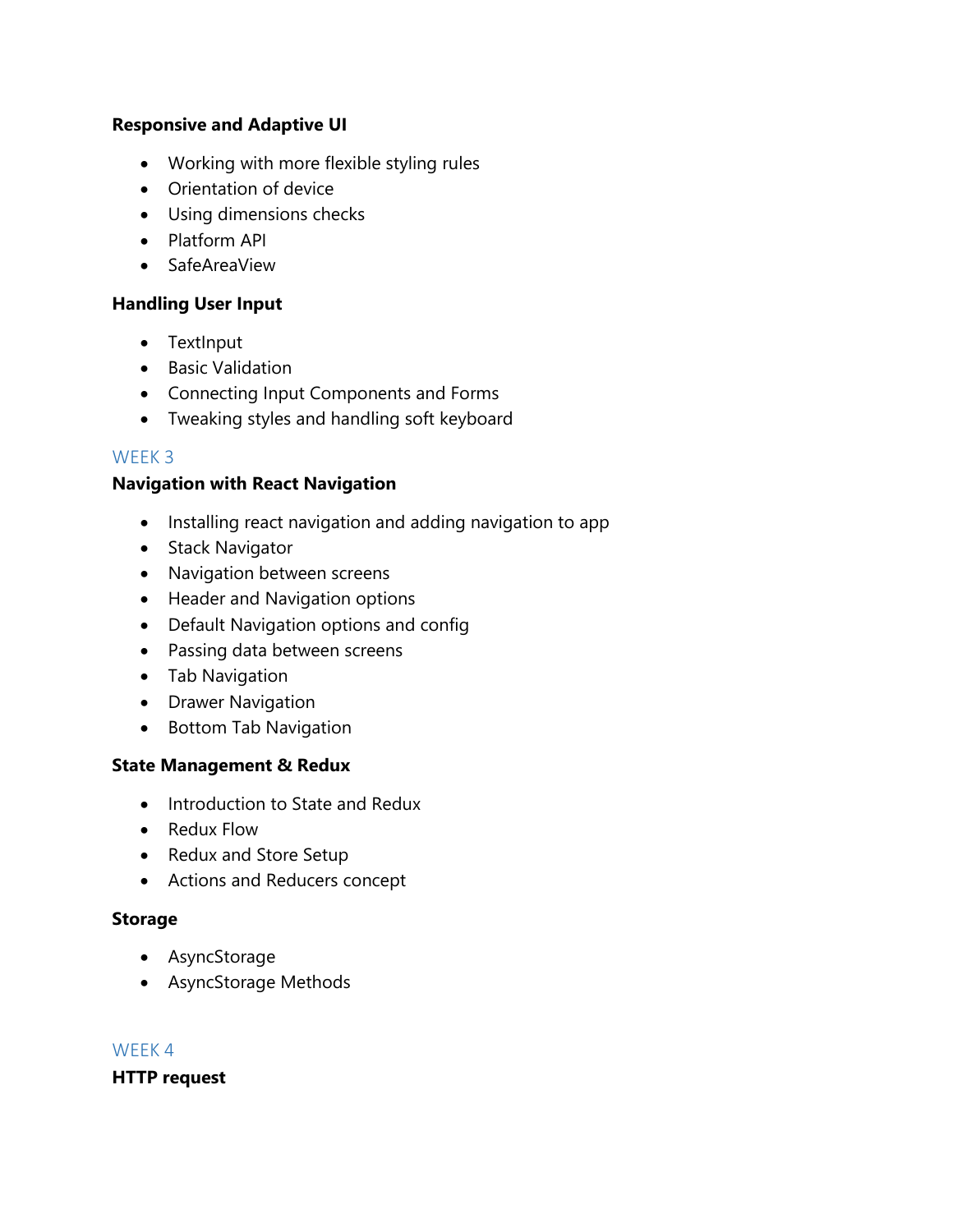**Responsive and Adaptive UI**

- Working with more flexible styling rules
- Orientation of device
- Using dimensions checks
- Platform API
- SafeAreaView

**Handling User Input**

- TextInput
- Basic Validation
- Connecting Input Components and Forms
- Tweaking styles and handling soft keyboard

## WEEK 3

**Navigation with React Navigation**

- Installing react navigation and adding navigation to app
- Stack Navigator
- Navigation between screens
- Header and Navigation options
- Default Navigation options and config
- Passing data between screens
- Tab Navigation
- Drawer Navigation
- Bottom Tab Navigation

**State Management & Redux**

- Introduction to State and Redux
- Redux Flow
- Redux and Store Setup
- Actions and Reducers concept

**Storage**

- AsyncStorage
- AsyncStorage Methods

## WEEK 4

**HTTP request**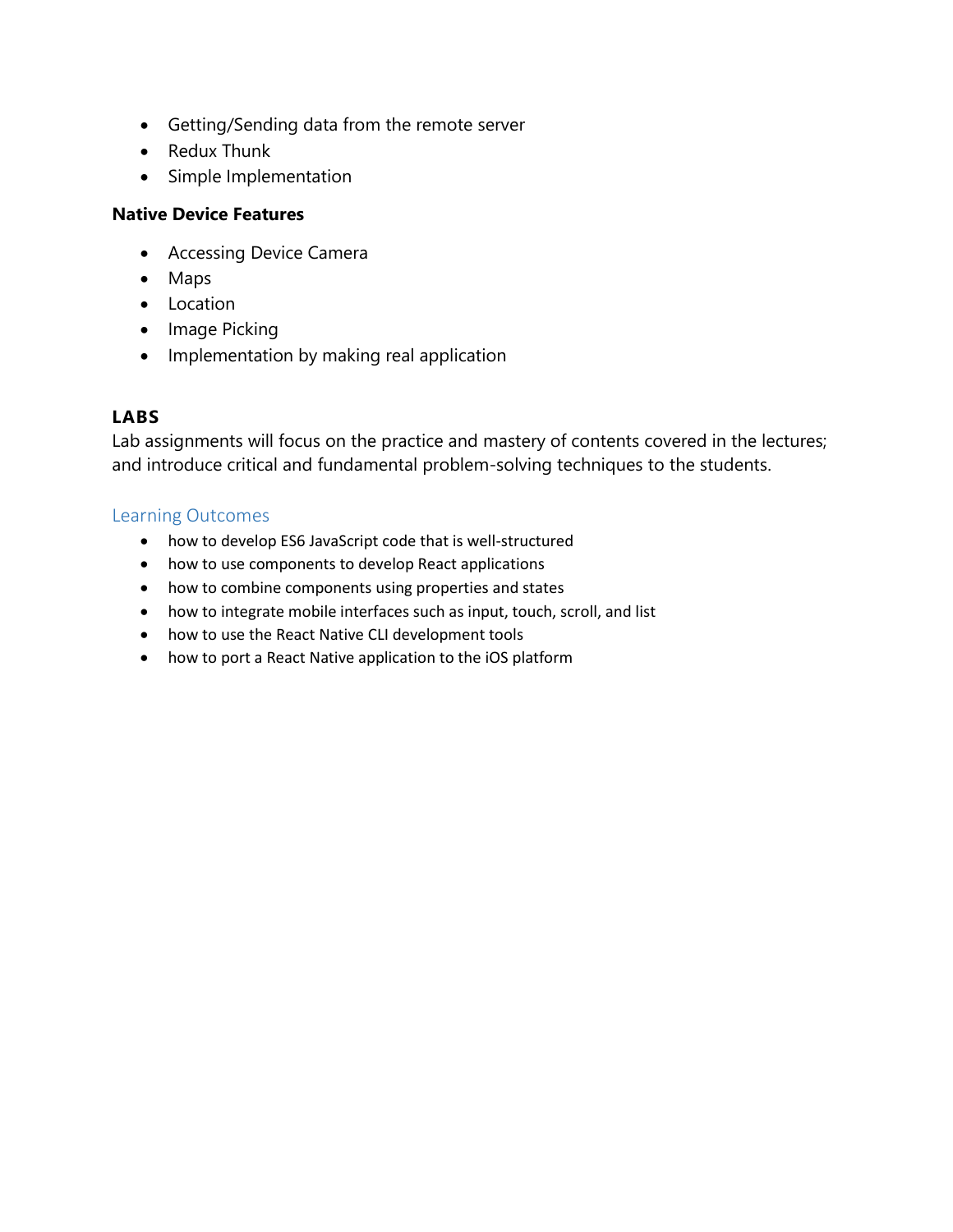- Getting/Sending data from the remote server
- Redux Thunk
- Simple Implementation

**Native Device Features**

- Accessing Device Camera
- Maps
- Location
- Image Picking
- Implementation by making real application

## LABS

Lab assignments will focus on the practice and mastery of contents covered in the lectures; and introduce critical and fundamental problem-solving techniques to the students.

## Learning Outcomes

- how to develop ES6 JavaScript code that is well-structured
- how to use components to develop React applications
- how to combine components using properties and states
- how to integrate mobile interfaces such as input, touch, scroll, and list
- how to use the React Native CLI development tools
- how to port a React Native application to the iOS platform